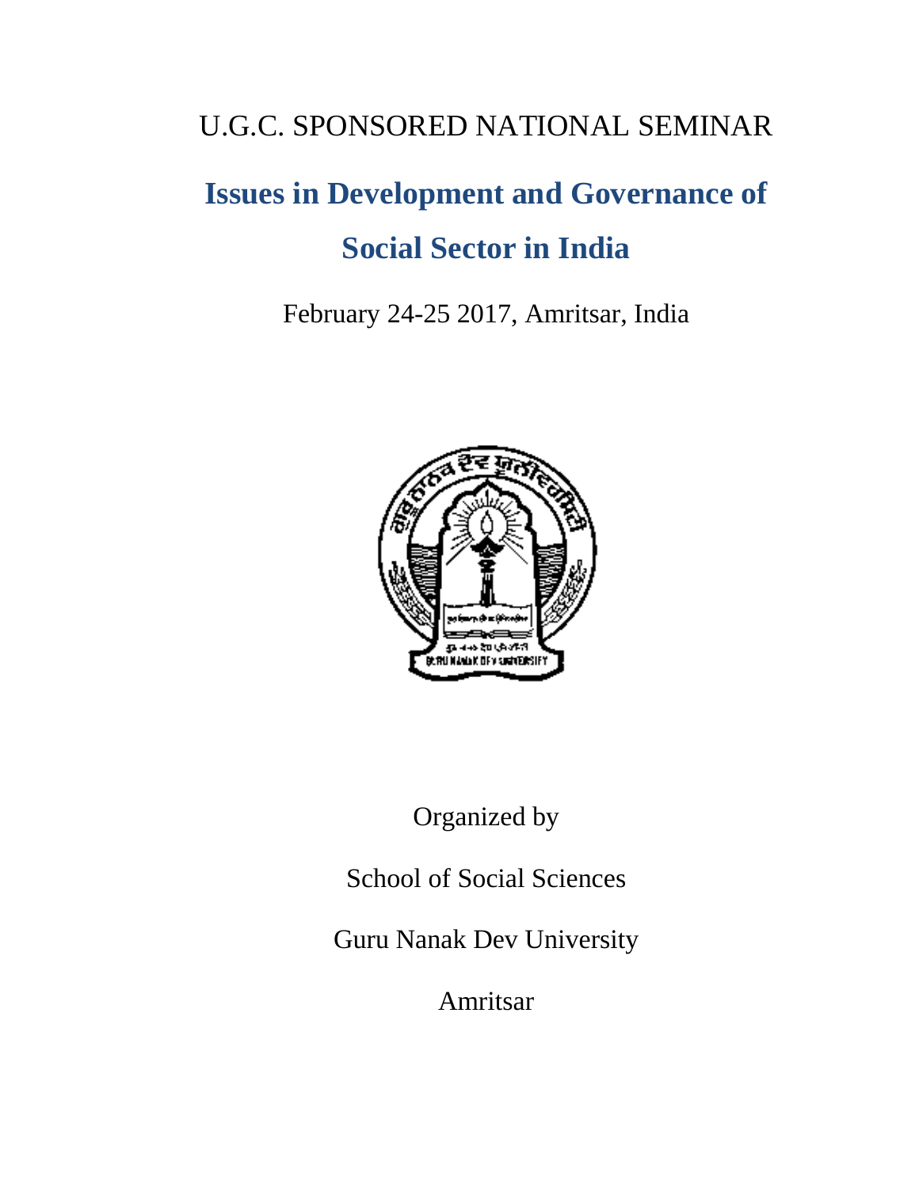U.G.C. SPONSORED NATIONAL SEMINAR

# Issues in Development and Governance of Social Sector in India

February 24-25 2017, Amritsar, India

Organized by

School of Social Sciences

Guru Nanak Dev University

Amritsar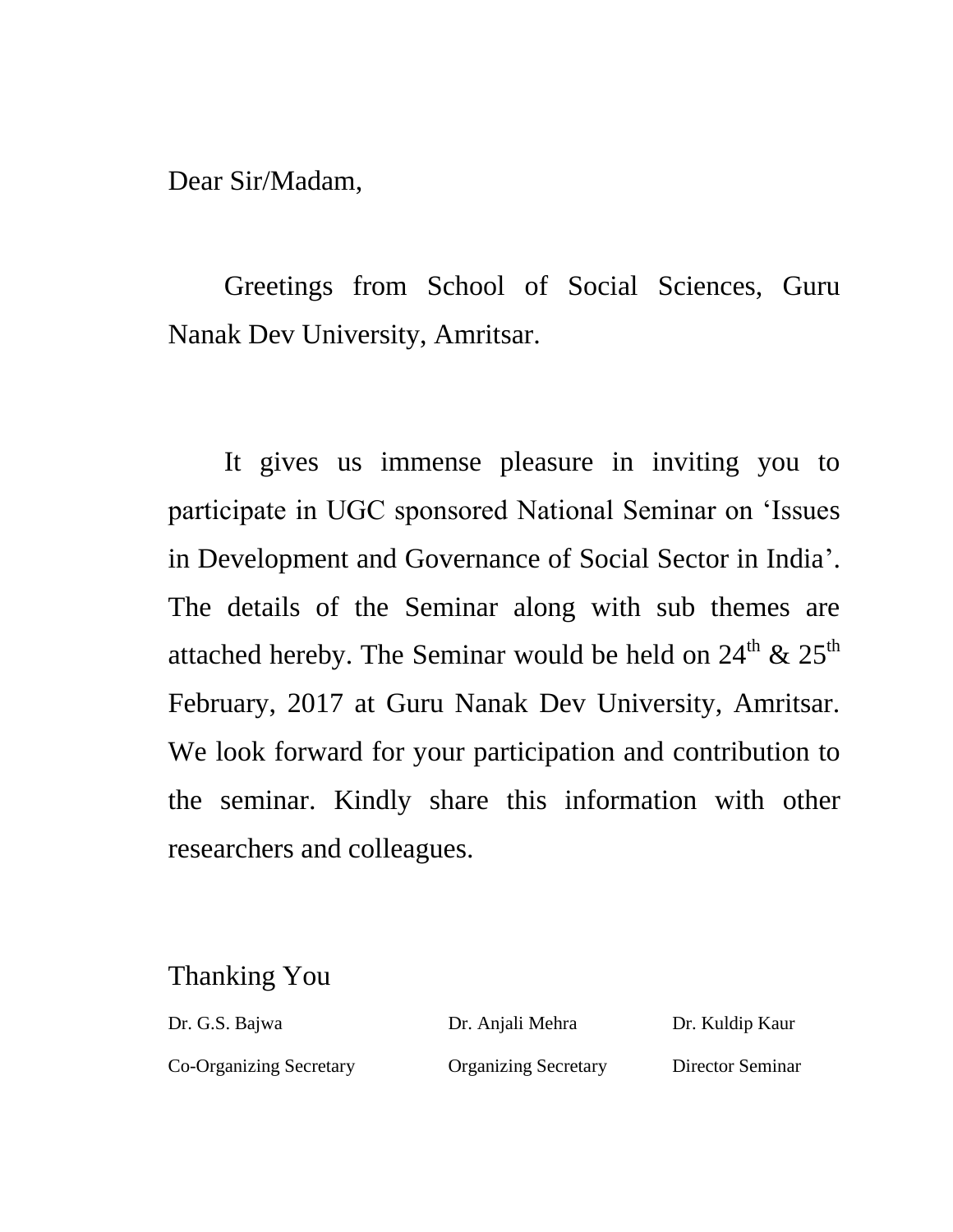Dear Sir/Madam,

Greetings from School of Social Sciences, Guru Nanak Dev University, Amritsar.

It gives us immense pleasure in inviting you to participate in UGC sponsored National Seminar on 'Issues in Development and Governance of Social Sector in India'. The details of the Seminar along with sub themes are attached hereby. The Seminar would be held on 24th & 25th February, 2017 at Guru Nanak Dev University, Amritsar. We look forward for your participation and contribution to the seminar. Kindly share this information with other researchers and colleagues.

Thanking You

| Dr. G.S. Bajwa | Dr. Anjali Mehra | Dr. Kuldip Kaur |
| --- | --- | --- |
| Co-Organizing Secretary | Organizing Secretary | Director Seminar |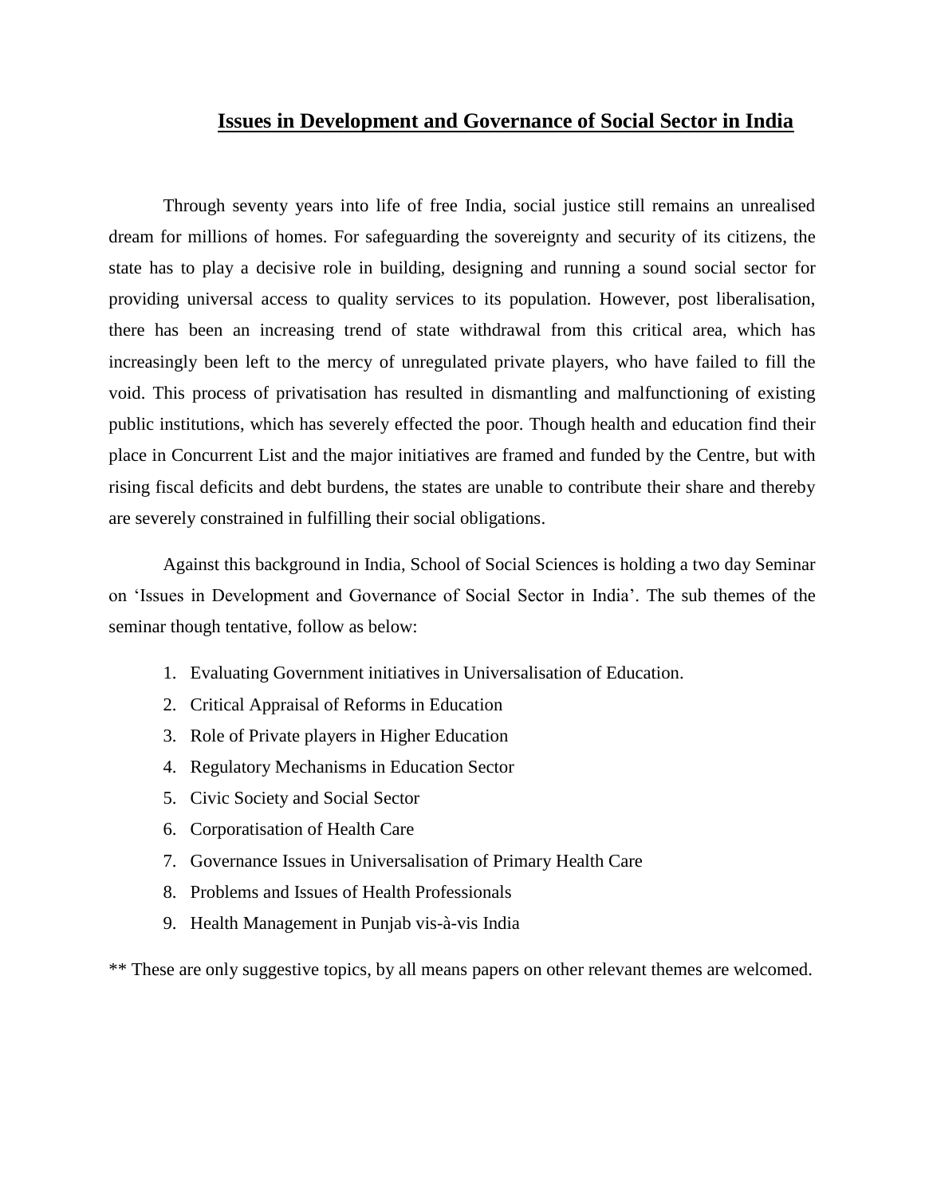# Issues in Development and Governance of Social Sector in India

Through seventy years into life of free India, social justice still remains an unrealised dream for millions of homes. For safeguarding the sovereignty and security of its citizens, the state has to play a decisive role in building, designing and running a sound social sector for providing universal access to quality services to its population. However, post liberalisation, there has been an increasing trend of state withdrawal from this critical area, which has increasingly been left to the mercy of unregulated private players, who have failed to fill the void. This process of privatisation has resulted in dismantling and malfunctioning of existing public institutions, which has severely effected the poor. Though health and education find their place in Concurrent List and the major initiatives are framed and funded by the Centre, but with rising fiscal deficits and debt burdens, the states are unable to contribute their share and thereby are severely constrained in fulfilling their social obligations.

Against this background in India, School of Social Sciences is holding a two day Seminar on 'Issues in Development and Governance of Social Sector in India'. The sub themes of the seminar though tentative, follow as below:

1. Evaluating Government initiatives in Universalisation of Education.
2. Critical Appraisal of Reforms in Education
3. Role of Private players in Higher Education
4. Regulatory Mechanisms in Education Sector
5. Civic Society and Social Sector
6. Corporatisation of Health Care
7. Governance Issues in Universalisation of Primary Health Care
8. Problems and Issues of Health Professionals
9. Health Management in Punjab vis-à-vis India

** These are only suggestive topics, by all means papers on other relevant themes are welcomed.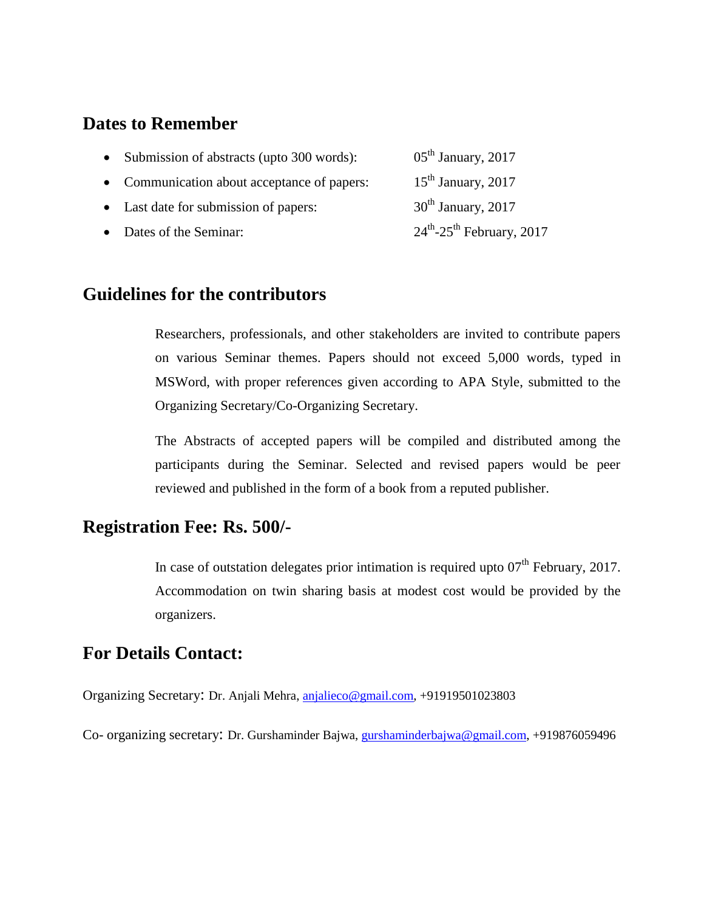## Dates to Remember

- Submission of abstracts (upto 300 words): 05th January, 2017
- Communication about acceptance of papers: 15th January, 2017
- Last date for submission of papers: 30th January, 2017
- Dates of the Seminar: 24th-25th February, 2017

## Guidelines for the contributors

Researchers, professionals, and other stakeholders are invited to contribute papers on various Seminar themes. Papers should not exceed 5,000 words, typed in MSWord, with proper references given according to APA Style, submitted to the Organizing Secretary/Co-Organizing Secretary.

The Abstracts of accepted papers will be compiled and distributed among the participants during the Seminar. Selected and revised papers would be peer reviewed and published in the form of a book from a reputed publisher.

## Registration Fee: Rs. 500/-

In case of outstation delegates prior intimation is required upto 07th February, 2017. Accommodation on twin sharing basis at modest cost would be provided by the organizers.

## For Details Contact:

Organizing Secretary: Dr. Anjali Mehra, anjalieco@gmail.com, +91919501023803

Co- organizing secretary: Dr. Gurshaminder Bajwa, gurshaminderbajwa@gmail.com, +919876059496